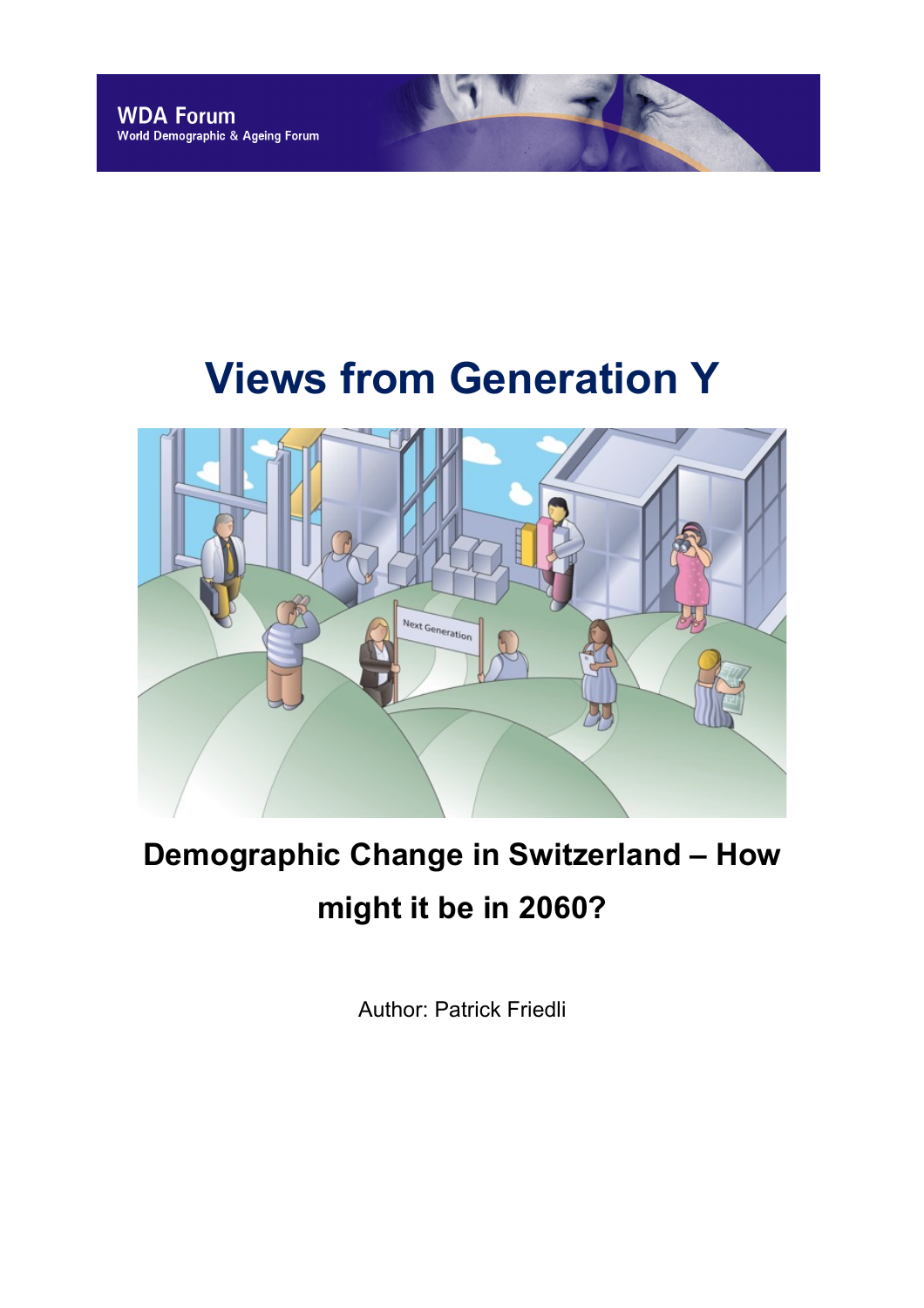WDA Forum
World Demographic & Ageing Forum

# Views from Generation Y

## Demographic Change in Switzerland – How might it be in 2060?

Author: Patrick Friedli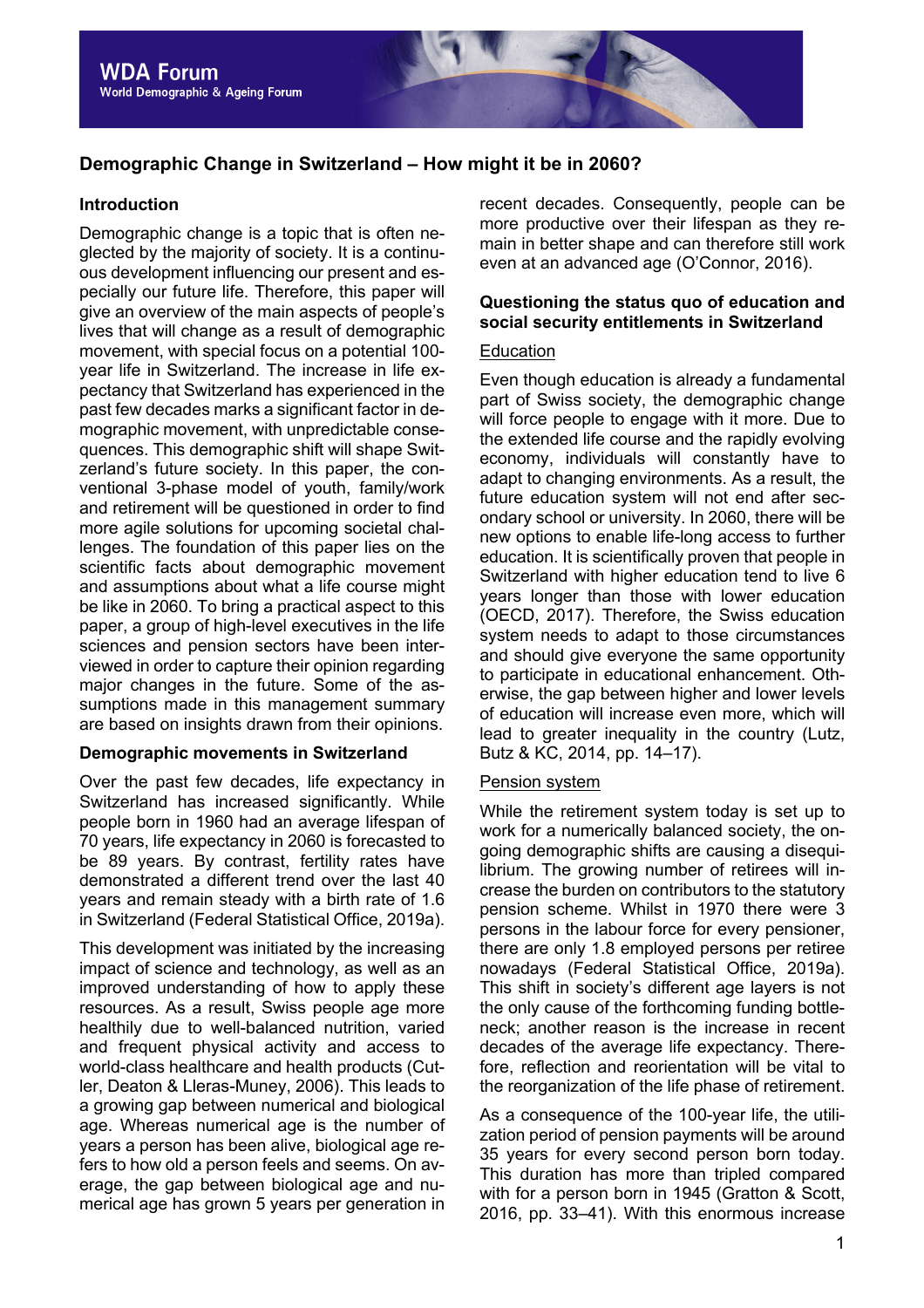# Demographic Change in Switzerland – How might it be in 2060?

## Introduction

Demographic change is a topic that is often neglected by the majority of society. It is a continuous development influencing our present and especially our future life. Therefore, this paper will give an overview of the main aspects of people's lives that will change as a result of demographic movement, with special focus on a potential 100-year life in Switzerland. The increase in life expectancy that Switzerland has experienced in the past few decades marks a significant factor in demographic movement, with unpredictable consequences. This demographic shift will shape Switzerland's future society. In this paper, the conventional 3-phase model of youth, family/work and retirement will be questioned in order to find more agile solutions for upcoming societal challenges. The foundation of this paper lies on the scientific facts about demographic movement and assumptions about what a life course might be like in 2060. To bring a practical aspect to this paper, a group of high-level executives in the life sciences and pension sectors have been interviewed in order to capture their opinion regarding major changes in the future. Some of the assumptions made in this management summary are based on insights drawn from their opinions.

## Demographic movements in Switzerland

Over the past few decades, life expectancy in Switzerland has increased significantly. While people born in 1960 had an average lifespan of 70 years, life expectancy in 2060 is forecasted to be 89 years. By contrast, fertility rates have demonstrated a different trend over the last 40 years and remain steady with a birth rate of 1.6 in Switzerland (Federal Statistical Office, 2019a).

This development was initiated by the increasing impact of science and technology, as well as an improved understanding of how to apply these resources. As a result, Swiss people age more healthily due to well-balanced nutrition, varied and frequent physical activity and access to world-class healthcare and health products (Cutler, Deaton & Lleras-Muney, 2006). This leads to a growing gap between numerical and biological age. Whereas numerical age is the number of years a person has been alive, biological age refers to how old a person feels and seems. On average, the gap between biological age and numerical age has grown 5 years per generation in recent decades. Consequently, people can be more productive over their lifespan as they remain in better shape and can therefore still work even at an advanced age (O'Connor, 2016).

## Questioning the status quo of education and social security entitlements in Switzerland

### Education

Even though education is already a fundamental part of Swiss society, the demographic change will force people to engage with it more. Due to the extended life course and the rapidly evolving economy, individuals will constantly have to adapt to changing environments. As a result, the future education system will not end after secondary school or university. In 2060, there will be new options to enable life-long access to further education. It is scientifically proven that people in Switzerland with higher education tend to live 6 years longer than those with lower education (OECD, 2017). Therefore, the Swiss education system needs to adapt to those circumstances and should give everyone the same opportunity to participate in educational enhancement. Otherwise, the gap between higher and lower levels of education will increase even more, which will lead to greater inequality in the country (Lutz, Butz & KC, 2014, pp. 14–17).

### Pension system

While the retirement system today is set up to work for a numerically balanced society, the ongoing demographic shifts are causing a disequilibrium. The growing number of retirees will increase the burden on contributors to the statutory pension scheme. Whilst in 1970 there were 3 persons in the labour force for every pensioner, there are only 1.8 employed persons per retiree nowadays (Federal Statistical Office, 2019a). This shift in society's different age layers is not the only cause of the forthcoming funding bottleneck; another reason is the increase in recent decades of the average life expectancy. Therefore, reflection and reorientation will be vital to the reorganization of the life phase of retirement.

As a consequence of the 100-year life, the utilization period of pension payments will be around 35 years for every second person born today. This duration has more than tripled compared with for a person born in 1945 (Gratton & Scott, 2016, pp. 33–41). With this enormous increase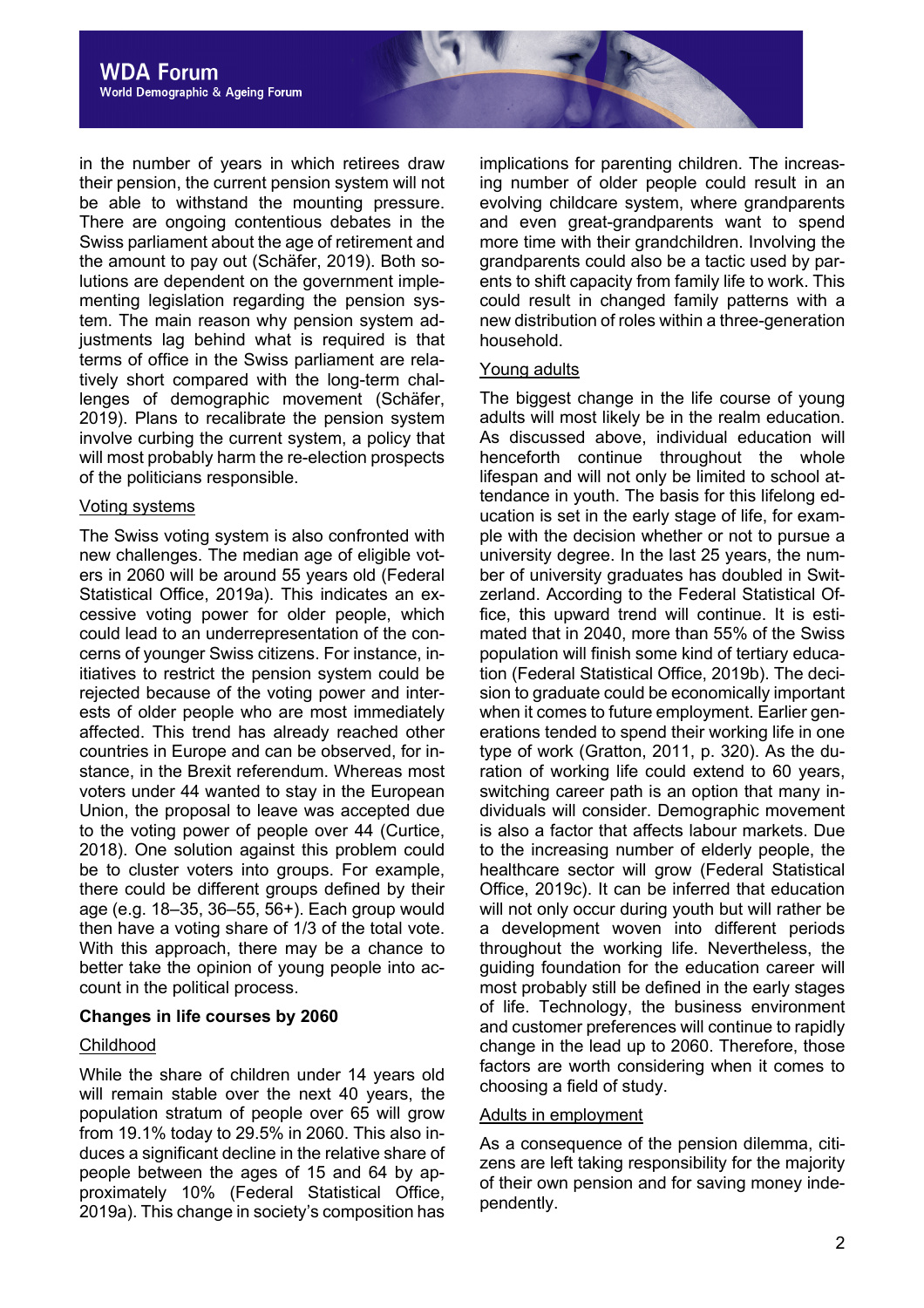in the number of years in which retirees draw their pension, the current pension system will not be able to withstand the mounting pressure. There are ongoing contentious debates in the Swiss parliament about the age of retirement and the amount to pay out (Schäfer, 2019). Both solutions are dependent on the government implementing legislation regarding the pension system. The main reason why pension system adjustments lag behind what is required is that terms of office in the Swiss parliament are relatively short compared with the long-term challenges of demographic movement (Schäfer, 2019). Plans to recalibrate the pension system involve curbing the current system, a policy that will most probably harm the re-election prospects of the politicians responsible.

### Voting systems

The Swiss voting system is also confronted with new challenges. The median age of eligible voters in 2060 will be around 55 years old (Federal Statistical Office, 2019a). This indicates an excessive voting power for older people, which could lead to an underrepresentation of the concerns of younger Swiss citizens. For instance, initiatives to restrict the pension system could be rejected because of the voting power and interests of older people who are most immediately affected. This trend has already reached other countries in Europe and can be observed, for instance, in the Brexit referendum. Whereas most voters under 44 wanted to stay in the European Union, the proposal to leave was accepted due to the voting power of people over 44 (Curtice, 2018). One solution against this problem could be to cluster voters into groups. For example, there could be different groups defined by their age (e.g. 18–35, 36–55, 56+). Each group would then have a voting share of 1/3 of the total vote. With this approach, there may be a chance to better take the opinion of young people into account in the political process.

## Changes in life courses by 2060

### Childhood

While the share of children under 14 years old will remain stable over the next 40 years, the population stratum of people over 65 will grow from 19.1% today to 29.5% in 2060. This also induces a significant decline in the relative share of people between the ages of 15 and 64 by approximately 10% (Federal Statistical Office, 2019a). This change in society's composition has implications for parenting children. The increasing number of older people could result in an evolving childcare system, where grandparents and even great-grandparents want to spend more time with their grandchildren. Involving the grandparents could also be a tactic used by parents to shift capacity from family life to work. This could result in changed family patterns with a new distribution of roles within a three-generation household.

### Young adults

The biggest change in the life course of young adults will most likely be in the realm education. As discussed above, individual education will henceforth continue throughout the whole lifespan and will not only be limited to school attendance in youth. The basis for this lifelong education is set in the early stage of life, for example with the decision whether or not to pursue a university degree. In the last 25 years, the number of university graduates has doubled in Switzerland. According to the Federal Statistical Office, this upward trend will continue. It is estimated that in 2040, more than 55% of the Swiss population will finish some kind of tertiary education (Federal Statistical Office, 2019b). The decision to graduate could be economically important when it comes to future employment. Earlier generations tended to spend their working life in one type of work (Gratton, 2011, p. 320). As the duration of working life could extend to 60 years, switching career path is an option that many individuals will consider. Demographic movement is also a factor that affects labour markets. Due to the increasing number of elderly people, the healthcare sector will grow (Federal Statistical Office, 2019c). It can be inferred that education will not only occur during youth but will rather be a development woven into different periods throughout the working life. Nevertheless, the guiding foundation for the education career will most probably still be defined in the early stages of life. Technology, the business environment and customer preferences will continue to rapidly change in the lead up to 2060. Therefore, those factors are worth considering when it comes to choosing a field of study.

### Adults in employment

As a consequence of the pension dilemma, citizens are left taking responsibility for the majority of their own pension and for saving money independently.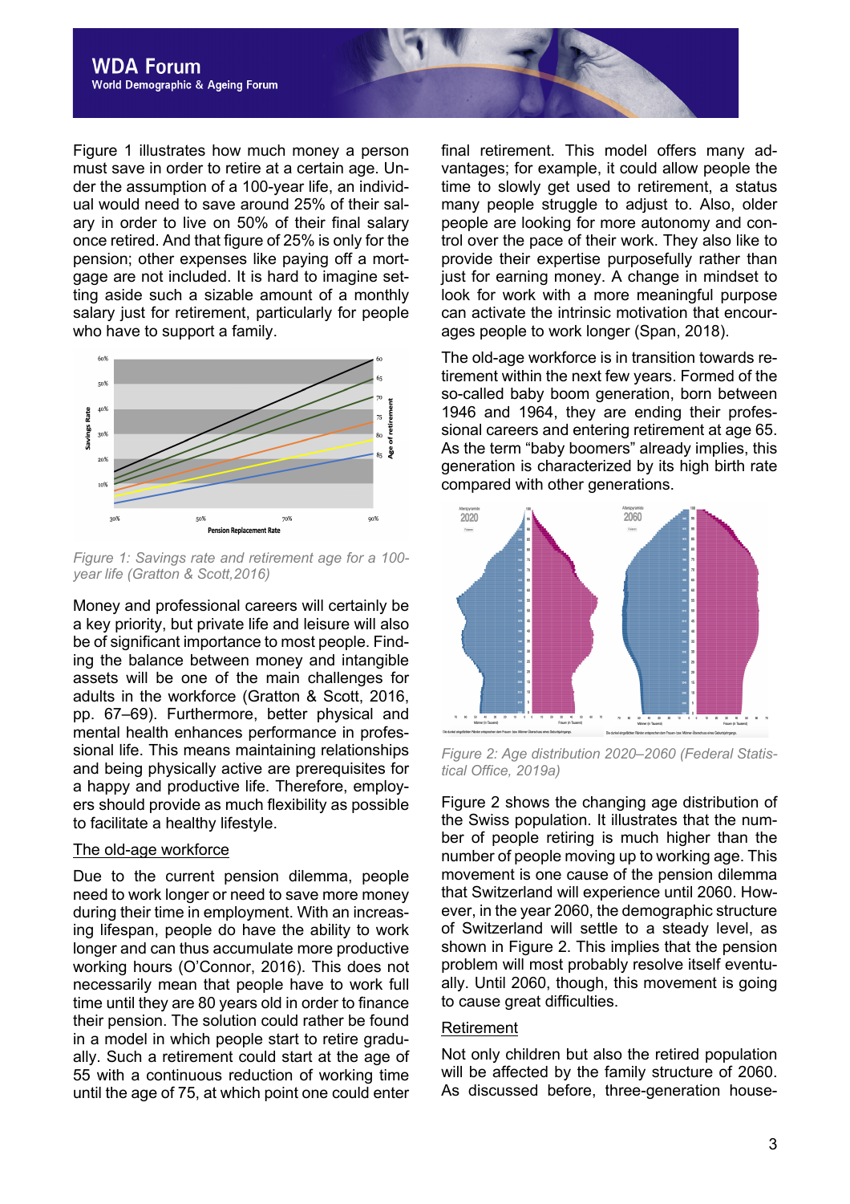Figure 1 illustrates how much money a person must save in order to retire at a certain age. Under the assumption of a 100-year life, an individual would need to save around 25% of their salary in order to live on 50% of their final salary once retired. And that figure of 25% is only for the pension; other expenses like paying off a mortgage are not included. It is hard to imagine setting aside such a sizable amount of a monthly salary just for retirement, particularly for people who have to support a family.

*Figure 1: Savings rate and retirement age for a 100-year life (Gratton & Scott,2016)*

Money and professional careers will certainly be a key priority, but private life and leisure will also be of significant importance to most people. Finding the balance between money and intangible assets will be one of the main challenges for adults in the workforce (Gratton & Scott, 2016, pp. 67–69). Furthermore, better physical and mental health enhances performance in professional life. This means maintaining relationships and being physically active are prerequisites for a happy and productive life. Therefore, employers should provide as much flexibility as possible to facilitate a healthy lifestyle.

## The old-age workforce

Due to the current pension dilemma, people need to work longer or need to save more money during their time in employment. With an increasing lifespan, people do have the ability to work longer and can thus accumulate more productive working hours (O'Connor, 2016). This does not necessarily mean that people have to work full time until they are 80 years old in order to finance their pension. The solution could rather be found in a model in which people start to retire gradually. Such a retirement could start at the age of 55 with a continuous reduction of working time until the age of 75, at which point one could enter final retirement. This model offers many advantages; for example, it could allow people the time to slowly get used to retirement, a status many people struggle to adjust to. Also, older people are looking for more autonomy and control over the pace of their work. They also like to provide their expertise purposefully rather than just for earning money. A change in mindset to look for work with a more meaningful purpose can activate the intrinsic motivation that encourages people to work longer (Span, 2018).

The old-age workforce is in transition towards retirement within the next few years. Formed of the so-called baby boom generation, born between 1946 and 1964, they are ending their professional careers and entering retirement at age 65. As the term "baby boomers" already implies, this generation is characterized by its high birth rate compared with other generations.

*Figure 2: Age distribution 2020–2060 (Federal Statistical Office, 2019a)*

Figure 2 shows the changing age distribution of the Swiss population. It illustrates that the number of people retiring is much higher than the number of people moving up to working age. This movement is one cause of the pension dilemma that Switzerland will experience until 2060. However, in the year 2060, the demographic structure of Switzerland will settle to a steady level, as shown in Figure 2. This implies that the pension problem will most probably resolve itself eventually. Until 2060, though, this movement is going to cause great difficulties.

## Retirement

Not only children but also the retired population will be affected by the family structure of 2060. As discussed before, three-generation house-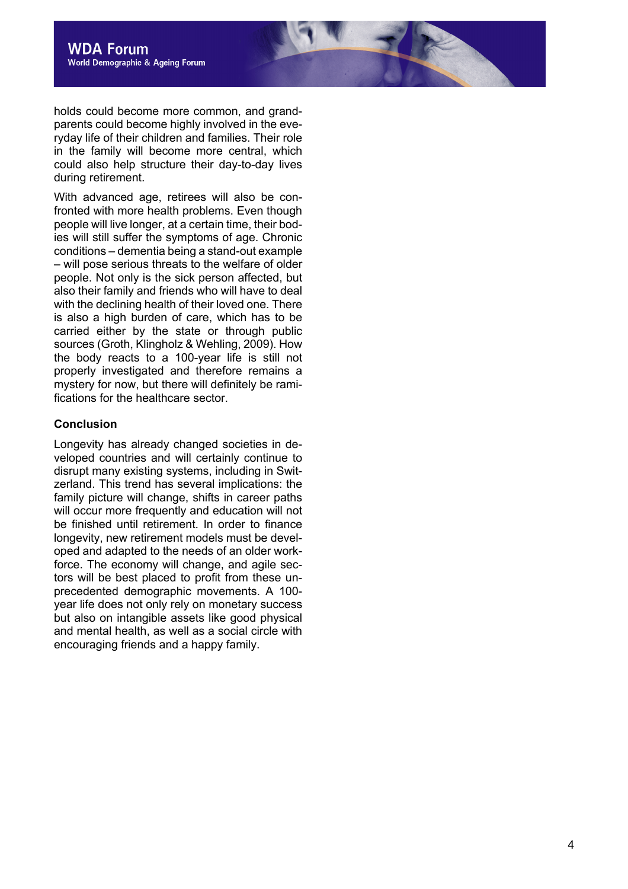holds could become more common, and grandparents could become highly involved in the everyday life of their children and families. Their role in the family will become more central, which could also help structure their day-to-day lives during retirement.

With advanced age, retirees will also be confronted with more health problems. Even though people will live longer, at a certain time, their bodies will still suffer the symptoms of age. Chronic conditions – dementia being a stand-out example – will pose serious threats to the welfare of older people. Not only is the sick person affected, but also their family and friends who will have to deal with the declining health of their loved one. There is also a high burden of care, which has to be carried either by the state or through public sources (Groth, Klingholz & Wehling, 2009). How the body reacts to a 100-year life is still not properly investigated and therefore remains a mystery for now, but there will definitely be ramifications for the healthcare sector.

**Conclusion**

Longevity has already changed societies in developed countries and will certainly continue to disrupt many existing systems, including in Switzerland. This trend has several implications: the family picture will change, shifts in career paths will occur more frequently and education will not be finished until retirement. In order to finance longevity, new retirement models must be developed and adapted to the needs of an older workforce. The economy will change, and agile sectors will be best placed to profit from these unprecedented demographic movements. A 100-year life does not only rely on monetary success but also on intangible assets like good physical and mental health, as well as a social circle with encouraging friends and a happy family.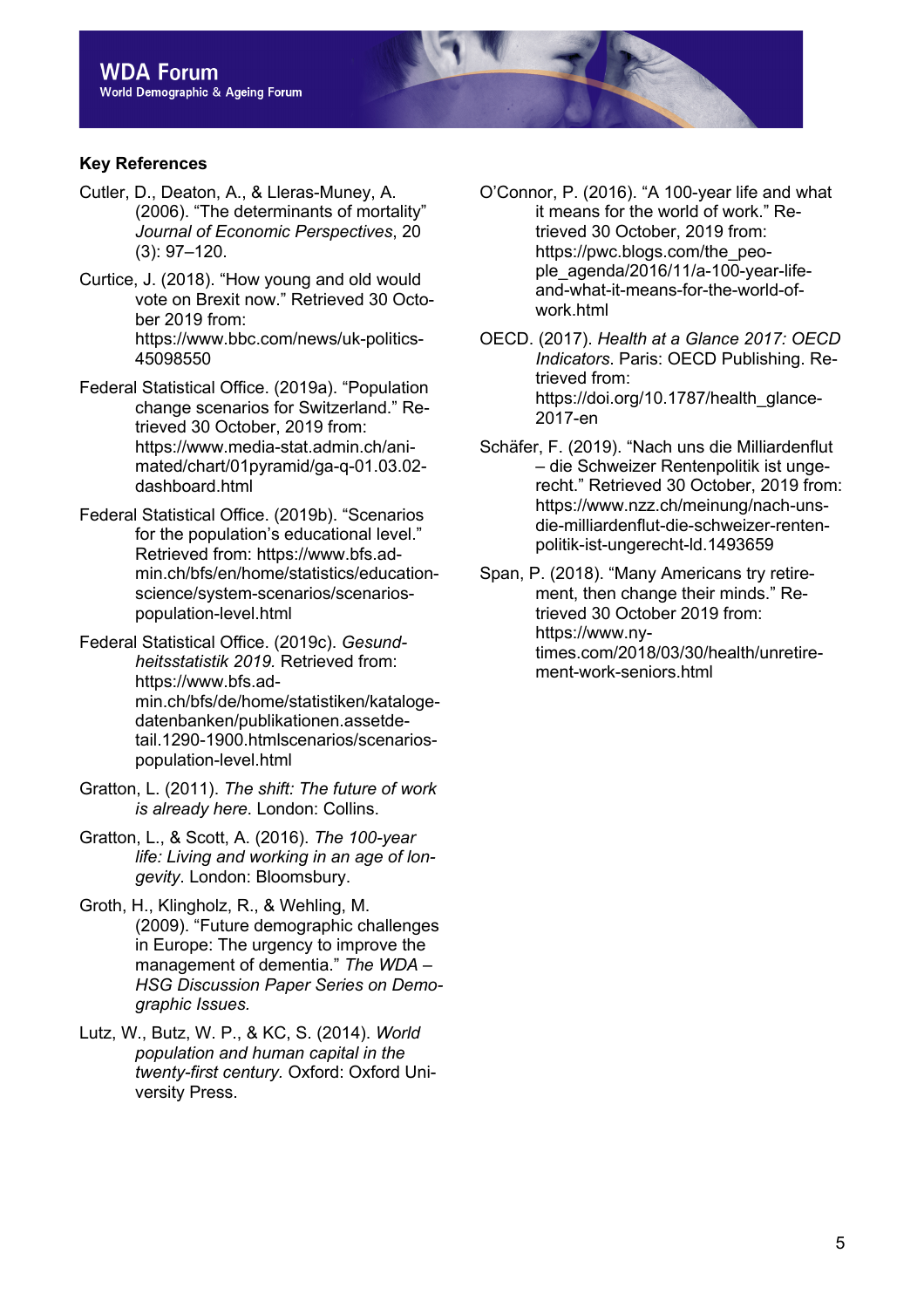### Key References

Cutler, D., Deaton, A., & Lleras-Muney, A. (2006). “The determinants of mortality” *Journal of Economic Perspectives*, 20 (3): 97–120.

Curtice, J. (2018). “How young and old would vote on Brexit now.” Retrieved 30 October 2019 from: https://www.bbc.com/news/uk-politics-45098550

Federal Statistical Office. (2019a). “Population change scenarios for Switzerland.” Retrieved 30 October, 2019 from: https://www.media-stat.admin.ch/animated/chart/01pyramid/ga-q-01.03.02-dashboard.html

Federal Statistical Office. (2019b). “Scenarios for the population’s educational level.” Retrieved from: https://www.bfs.admin.ch/bfs/en/home/statistics/education-science/system-scenarios/scenarios-population-level.html

Federal Statistical Office. (2019c). *Gesundheitsstatistik 2019*. Retrieved from: https://www.bfs.admin.ch/bfs/de/home/statistiken/kataloge-datenbanken/publikationen.assetdetail.1290-1900.htmlscenarios/scenarios-population-level.html

Gratton, L. (2011). *The shift: The future of work is already here*. London: Collins.

Gratton, L., & Scott, A. (2016). *The 100-year life: Living and working in an age of longevity*. London: Bloomsbury.

Groth, H., Klingholz, R., & Wehling, M. (2009). “Future demographic challenges in Europe: The urgency to improve the management of dementia.” *The WDA – HSG Discussion Paper Series on Demographic Issues.*

Lutz, W., Butz, W. P., & KC, S. (2014). *World population and human capital in the twenty-first century*. Oxford: Oxford University Press.

O’Connor, P. (2016). “A 100-year life and what it means for the world of work.” Retrieved 30 October, 2019 from: https://pwc.blogs.com/the_people_agenda/2016/11/a-100-year-life-and-what-it-means-for-the-world-of-work.html

OECD. (2017). *Health at a Glance 2017: OECD Indicators*. Paris: OECD Publishing. Retrieved from: https://doi.org/10.1787/health_glance-2017-en

Schäfer, F. (2019). “Nach uns die Milliardenflut – die Schweizer Rentenpolitik ist ungerecht.” Retrieved 30 October, 2019 from: https://www.nzz.ch/meinung/nach-uns-die-milliardenflut-die-schweizer-renten-politik-ist-ungerecht-ld.1493659

Span, P. (2018). “Many Americans try retirement, then change their minds.” Retrieved 30 October 2019 from: https://www.nytimes.com/2018/03/30/health/unretirement-work-seniors.html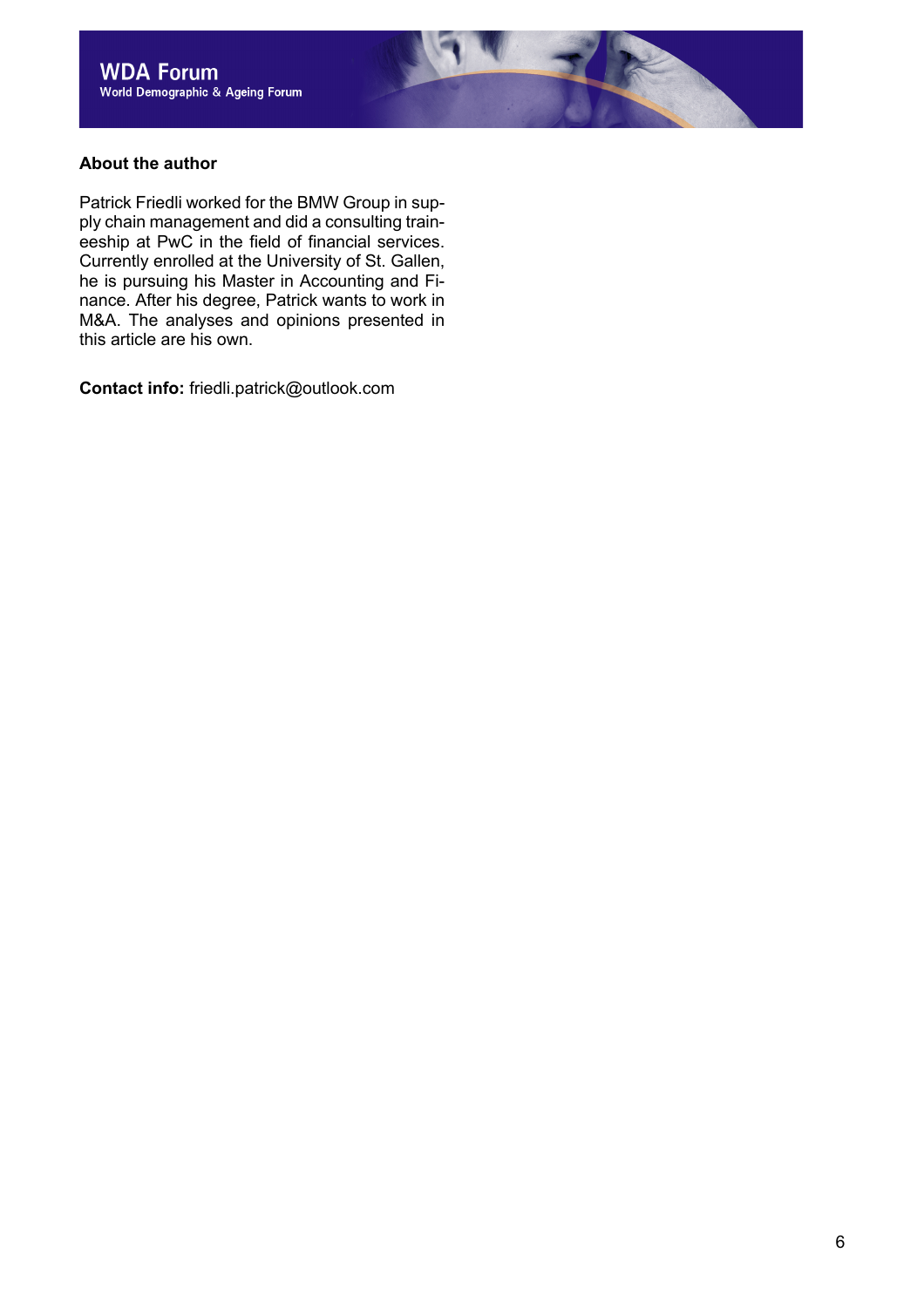**About the author**

Patrick Friedli worked for the BMW Group in supply chain management and did a consulting traineeship at PwC in the field of financial services. Currently enrolled at the University of St. Gallen, he is pursuing his Master in Accounting and Finance. After his degree, Patrick wants to work in M&A. The analyses and opinions presented in this article are his own.

**Contact info:** friedli.patrick@outlook.com